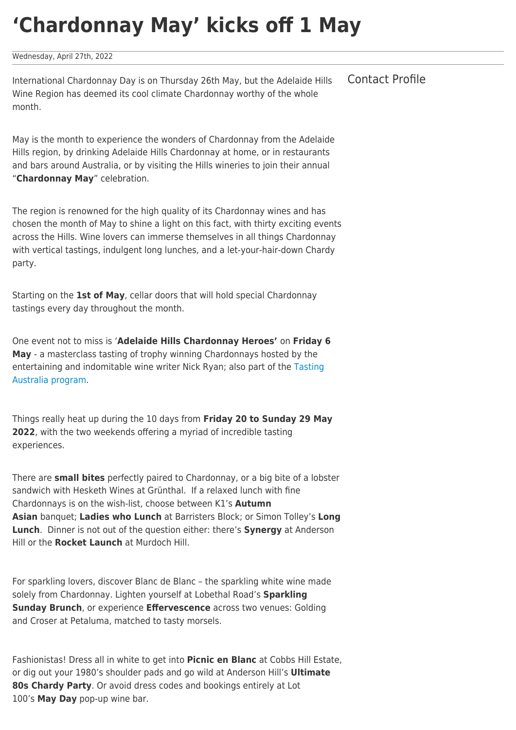# ‘Chardonnay May’ kicks off 1 May

Wednesday, April 27th, 2022

Contact Profile

International Chardonnay Day is on Thursday 26th May, but the Adelaide Hills Wine Region has deemed its cool climate Chardonnay worthy of the whole month.

May is the month to experience the wonders of Chardonnay from the Adelaide Hills region, by drinking Adelaide Hills Chardonnay at home, or in restaurants and bars around Australia, or by visiting the Hills wineries to join their annual “**Chardonnay May**” celebration.

The region is renowned for the high quality of its Chardonnay wines and has chosen the month of May to shine a light on this fact, with thirty exciting events across the Hills. Wine lovers can immerse themselves in all things Chardonnay with vertical tastings, indulgent long lunches, and a let-your-hair-down Chardy party.

Starting on the **1st of May**, cellar doors that will hold special Chardonnay tastings every day throughout the month.

One event not to miss is ‘**Adelaide Hills Chardonnay Heroes’** on **Friday 6 May** - a masterclass tasting of trophy winning Chardonnays hosted by the entertaining and indomitable wine writer Nick Ryan; also part of the Tasting Australia program.

Things really heat up during the 10 days from **Friday 20 to Sunday 29 May 2022**, with the two weekends offering a myriad of incredible tasting experiences.

There are **small bites** perfectly paired to Chardonnay, or a big bite of a lobster sandwich with Hesketh Wines at Grünthal. If a relaxed lunch with fine Chardonnays is on the wish-list, choose between K1’s **Autumn Asian** banquet; **Ladies who Lunch** at Barristers Block; or Simon Tolley’s **Long Lunch**. Dinner is not out of the question either: there’s **Synergy** at Anderson Hill or the **Rocket Launch** at Murdoch Hill.

For sparkling lovers, discover Blanc de Blanc – the sparkling white wine made solely from Chardonnay. Lighten yourself at Lobethal Road’s **Sparkling Sunday Brunch**, or experience **Effervescence** across two venues: Golding and Croser at Petaluma, matched to tasty morsels.

Fashionistas! Dress all in white to get into **Picnic en Blanc** at Cobbs Hill Estate, or dig out your 1980’s shoulder pads and go wild at Anderson Hill’s **Ultimate 80s Chardy Party**. Or avoid dress codes and bookings entirely at Lot 100’s **May Day** pop-up wine bar.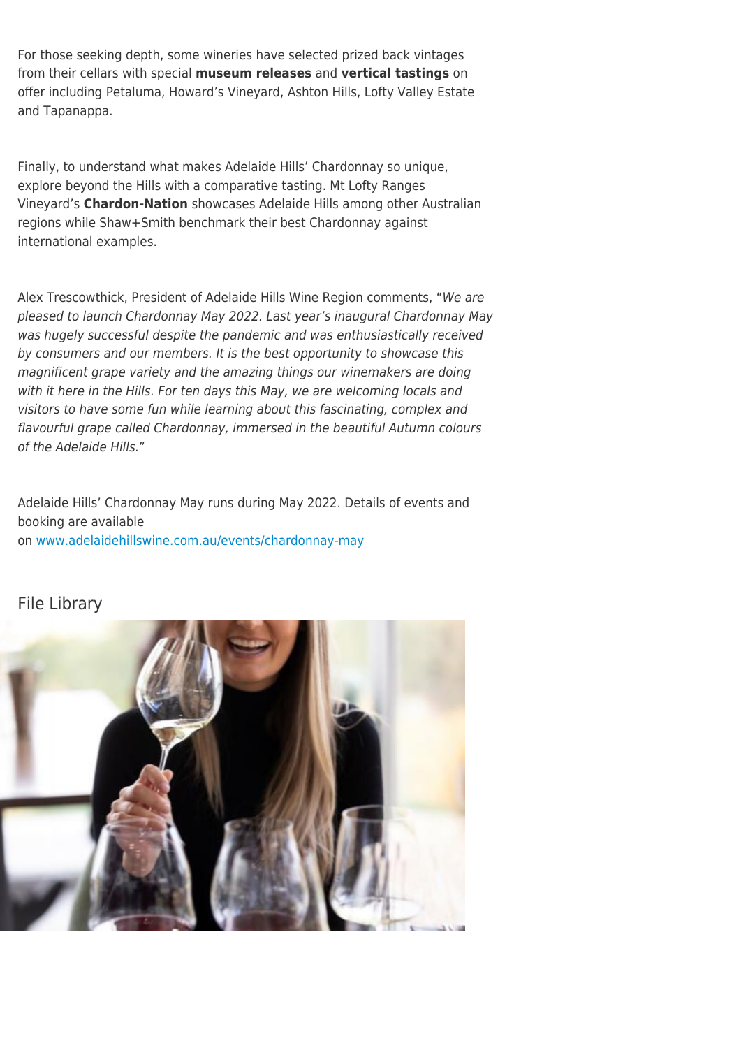For those seeking depth, some wineries have selected prized back vintages from their cellars with special **museum releases** and **vertical tastings** on offer including Petaluma, Howard's Vineyard, Ashton Hills, Lofty Valley Estate and Tapanappa.

Finally, to understand what makes Adelaide Hills' Chardonnay so unique, explore beyond the Hills with a comparative tasting. Mt Lofty Ranges Vineyard's **Chardon-Nation** showcases Adelaide Hills among other Australian regions while Shaw+Smith benchmark their best Chardonnay against international examples.

Alex Trescowthick, President of Adelaide Hills Wine Region comments, "*We are pleased to launch Chardonnay May 2022. Last year's inaugural Chardonnay May was hugely successful despite the pandemic and was enthusiastically received by consumers and our members. It is the best opportunity to showcase this magnificent grape variety and the amazing things our winemakers are doing with it here in the Hills. For ten days this May, we are welcoming locals and visitors to have some fun while learning about this fascinating, complex and flavourful grape called Chardonnay, immersed in the beautiful Autumn colours of the Adelaide Hills.*"

Adelaide Hills' Chardonnay May runs during May 2022. Details of events and booking are available on [www.adelaidehillswine.com.au/events/chardonnay-may](http://www.adelaidehillswine.com.au/events/chardonnay-may)

## File Library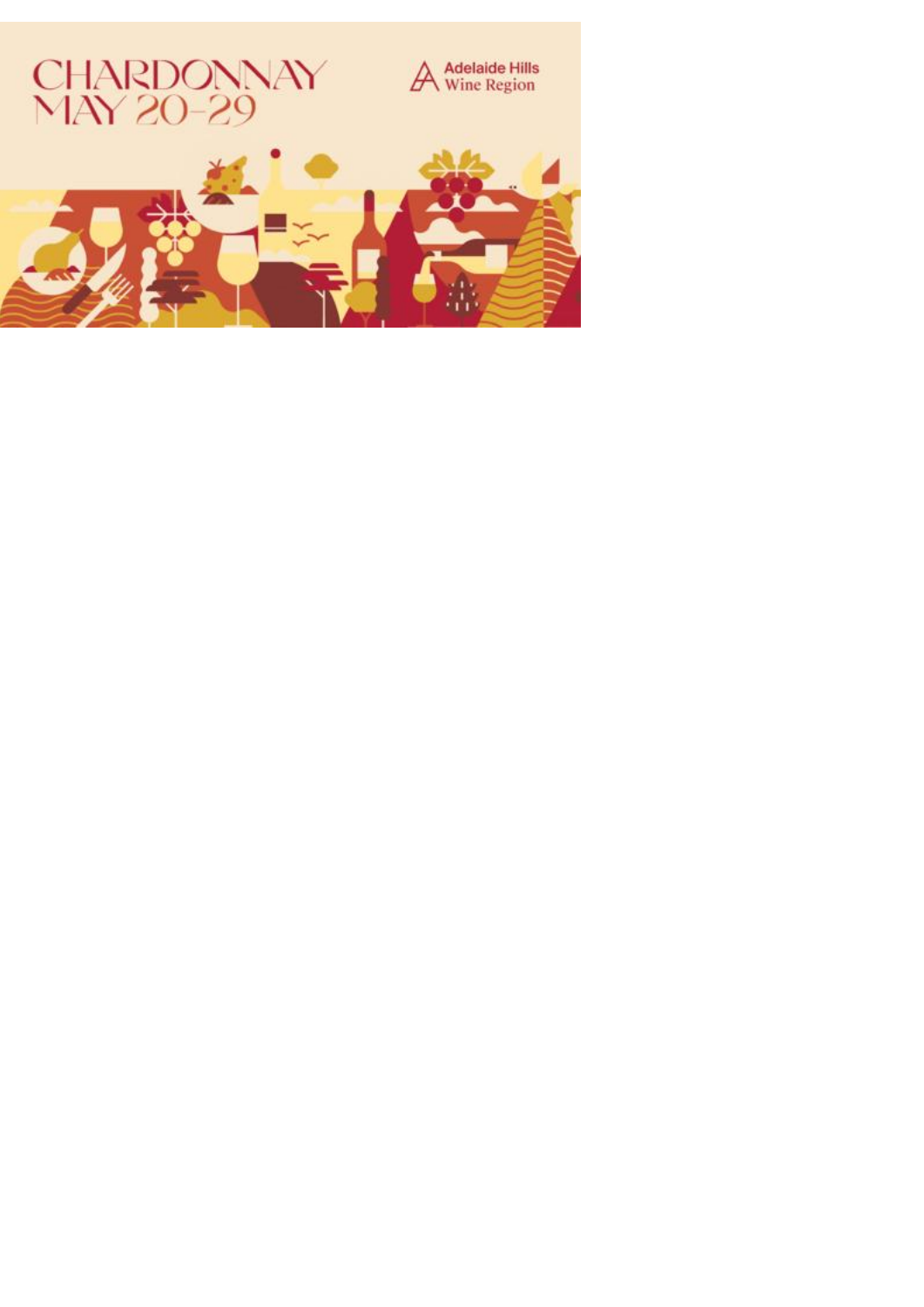CHARDONNAY
MAY 20–29

Adelaide Hills
Wine Region